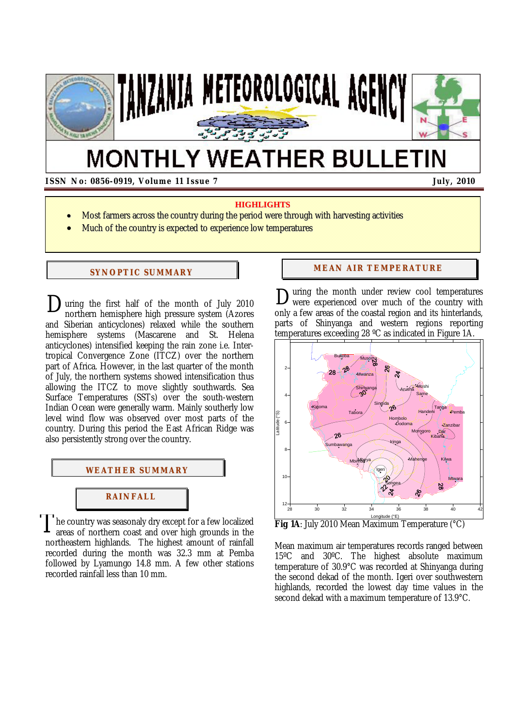# TANZANIA METEOROLOGICAL AGENCY

# MONTHLY WEATHER BULLETIN

**ISSN No: 0856-0919, Volume 11 Issue 7** **July, 2010**

**HIGHLIGHTS**

- Most farmers across the country during the period were through with harvesting activities
- Much of the country is expected to experience low temperatures

## SYNOPTIC SUMMARY

During the first half of the month of July 2010 northern hemisphere high pressure system (Azores and Siberian anticyclones) relaxed while the southern hemisphere systems (Mascarene and St. Helena anticyclones) intensified keeping the rain zone i.e. Inter-tropical Convergence Zone (ITCZ) over the northern part of Africa. However, in the last quarter of the month of July, the northern systems showed intensification thus allowing the ITCZ to move slightly southwards. Sea Surface Temperatures (SSTs) over the south-western Indian Ocean were generally warm. Mainly southerly low level wind flow was observed over most parts of the country. During this period the East African Ridge was also persistently strong over the country.

## WEATHER SUMMARY

### RAINFALL

The country was seasonaly dry except for a few localized areas of northern coast and over high grounds in the northeastern highlands. The highest amount of rainfall recorded during the month was 32.3 mm at Pemba followed by Lyamungo 14.8 mm. A few other stations recorded rainfall less than 10 mm.

## MEAN AIR TEMPERATURE

During the month under review cool temperatures were experienced over much of the country with only a few areas of the coastal region and its hinterlands, parts of Shinyanga and western regions reporting temperatures exceeding 28 ºC as indicated in Figure 1A.

**Fig 1A**: July 2010 Mean Maximum Temperature (°C)

Mean maximum air temperatures records ranged between 15ºC and 30ºC. The highest absolute maximum temperature of 30.9°C was recorded at Shinyanga during the second dekad of the month. Igeri over southwestern highlands, recorded the lowest day time values in the second dekad with a maximum temperature of 13.9°C.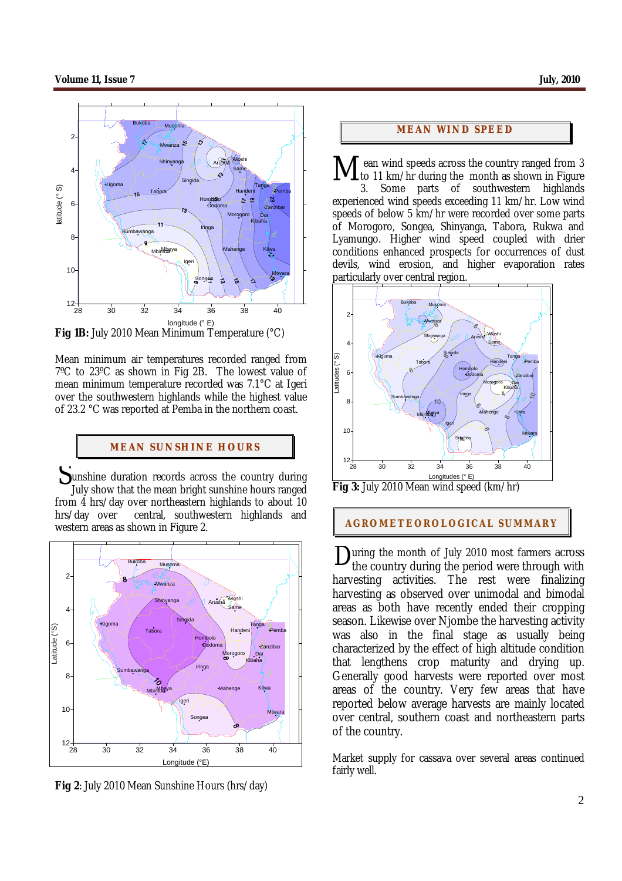**Fig 1B:** July 2010 Mean Minimum Temperature (°C)

Mean minimum air temperatures recorded ranged from 7ºC to 23ºC as shown in Fig 2B. The lowest value of mean minimum temperature recorded was 7.1°C at Igeri over the southwestern highlands while the highest value of 23.2 °C was reported at Pemba in the northern coast.

## MEAN SUNSHINE HOURS

Sunshine duration records across the country during July show that the mean bright sunshine hours ranged from 4 hrs/day over northeastern highlands to about 10 hrs/day over central, southwestern highlands and western areas as shown in Figure 2.

**Fig 2**: July 2010 Mean Sunshine Hours (hrs/day)

## MEAN WIND SPEED

Mean wind speeds across the country ranged from 3 to 11 km/hr during the month as shown in Figure 3. Some parts of southwestern highlands experienced wind speeds exceeding 11 km/hr. Low wind speeds of below 5 km/hr were recorded over some parts of Morogoro, Songea, Shinyanga, Tabora, Rukwa and Lyamungo. Higher wind speed coupled with drier conditions enhanced prospects for occurrences of dust devils, wind erosion, and higher evaporation rates particularly over central region.

**Fig 3:** July 2010 Mean wind speed (km/hr)

## AGROMETEOROLOGICAL SUMMARY

During the month of July 2010 most farmers across the country during the period were through with harvesting activities. The rest were finalizing harvesting as observed over unimodal and bimodal areas as both have recently ended their cropping season. Likewise over Njombe the harvesting activity was also in the final stage as usually being characterized by the effect of high altitude condition that lengthens crop maturity and drying up. Generally good harvests were reported over most areas of the country. Very few areas that have reported below average harvests are mainly located over central, southern coast and northeastern parts of the country.

Market supply for cassava over several areas continued fairly well.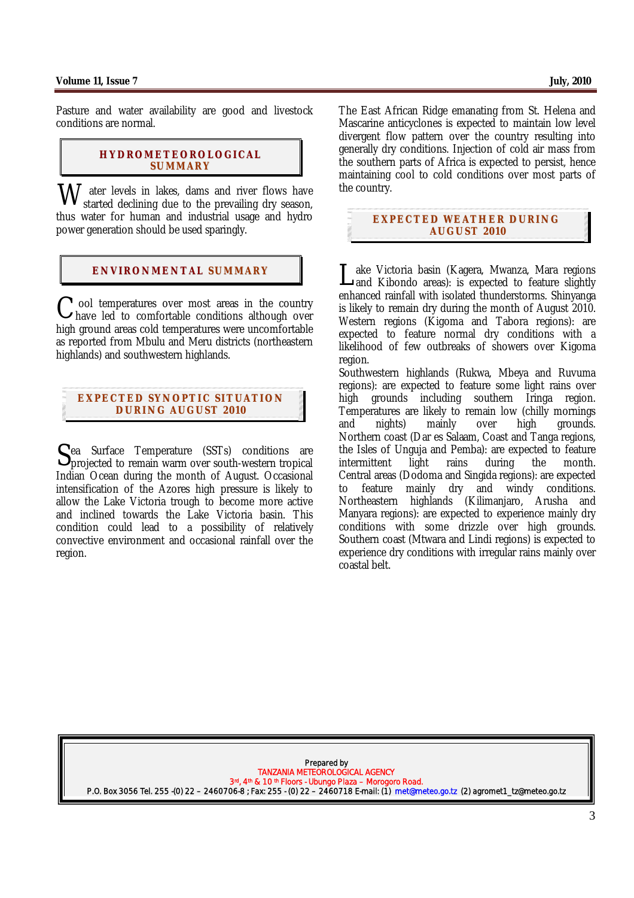Pasture and water availability are good and livestock conditions are normal.

## HYDROMETEOROLOGICAL SUMMARY

Water levels in lakes, dams and river flows have started declining due to the prevailing dry season, thus water for human and industrial usage and hydro power generation should be used sparingly.

## ENVIRONMENTAL SUMMARY

Cool temperatures over most areas in the country have led to comfortable conditions although over high ground areas cold temperatures were uncomfortable as reported from Mbulu and Meru districts (northeastern highlands) and southwestern highlands.

## EXPECTED SYNOPTIC SITUATION DURING AUGUST 2010

Sea Surface Temperature (SSTs) conditions are projected to remain warm over south-western tropical Indian Ocean during the month of August. Occasional intensification of the Azores high pressure is likely to allow the Lake Victoria trough to become more active and inclined towards the Lake Victoria basin. This condition could lead to a possibility of relatively convective environment and occasional rainfall over the region.

The East African Ridge emanating from St. Helena and Mascarine anticyclones is expected to maintain low level divergent flow pattern over the country resulting into generally dry conditions. Injection of cold air mass from the southern parts of Africa is expected to persist, hence maintaining cool to cold conditions over most parts of the country.

## EXPECTED WEATHER DURING AUGUST 2010

Lake Victoria basin (Kagera, Mwanza, Mara regions and Kibondo areas): is expected to feature slightly enhanced rainfall with isolated thunderstorms. Shinyanga is likely to remain dry during the month of August 2010. Western regions (Kigoma and Tabora regions): are expected to feature normal dry conditions with a likelihood of few outbreaks of showers over Kigoma region.

Southwestern highlands (Rukwa, Mbeya and Ruvuma regions): are expected to feature some light rains over high grounds including southern Iringa region. Temperatures are likely to remain low (chilly mornings and nights) mainly over high grounds. Northern coast (Dar es Salaam, Coast and Tanga regions, the Isles of Unguja and Pemba): are expected to feature intermittent light rains during the month. Central areas (Dodoma and Singida regions): are expected to feature mainly dry and windy conditions. Northeastern highlands (Kilimanjaro, Arusha and Manyara regions): are expected to experience mainly dry conditions with some drizzle over high grounds. Southern coast (Mtwara and Lindi regions) is expected to experience dry conditions with irregular rains mainly over coastal belt.

Prepared by
TANZANIA METEOROLOGICAL AGENCY
3rd, 4th & 10th Floors - Ubungo Plaza – Morogoro Road.
P.O. Box 3056 Tel. 255 -(0) 22 – 2460706-8 ; Fax: 255 - (0) 22 – 2460718 E-mail: (1) met@meteo.go.tz (2) agromet1_tz@meteo.go.tz